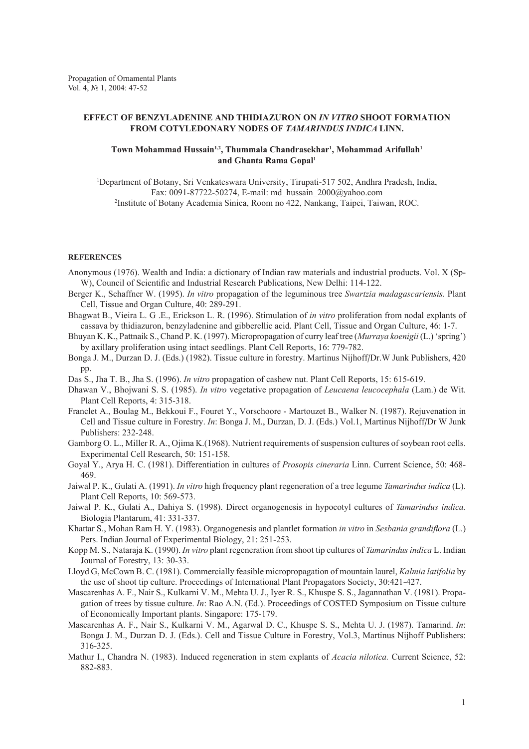# EFFECT OF BENZYLADENINE AND THIDIAZURON ON *IN VITRO* SHOOT FORMATION FROM COTYLEDONARY NODES OF *TAMARINDUS INDICA* LINN.

**Town Mohammad Hussain[1,2], Thummala Chandrasekhar[1], Mohammad Arifullah[1] and Ghanta Rama Gopal[1]**

[1]Department of Botany, Sri Venkateswara University, Tirupati-517 502, Andhra Pradesh, India, Fax: 0091-87722-50274, E-mail: md_hussain_2000@yahoo.com

[2]Institute of Botany Academia Sinica, Room no 422, Nankang, Taipei, Taiwan, ROC.

#### REFERENCES

Anonymous (1976). Wealth and India: a dictionary of Indian raw materials and industrial products. Vol. X (Sp-W), Council of Scientific and Industrial Research Publications, New Delhi: 114-122.

Berger K., Schaffner W. (1995). *In vitro* propagation of the leguminous tree *Swartzia madagascariensis*. Plant Cell, Tissue and Organ Culture, 40: 289-291.

Bhagwat B., Vieira L. G .E., Erickson L. R. (1996). Stimulation of *in vitro* proliferation from nodal explants of cassava by thidiazuron, benzyladenine and gibberellic acid. Plant Cell, Tissue and Organ Culture, 46: 1-7.

Bhuyan K. K., Pattnaik S., Chand P. K. (1997). Micropropagation of curry leaf tree (*Murraya koenigii* (L.) 'spring') by axillary proliferation using intact seedlings. Plant Cell Reports, 16: 779-782.

Bonga J. M., Durzan D. J. (Eds.) (1982). Tissue culture in forestry. Martinus Nijhoff/Dr.W Junk Publishers, 420 pp.

Das S., Jha T. B., Jha S. (1996). *In vitro* propagation of cashew nut. Plant Cell Reports, 15: 615-619.

Dhawan V., Bhojwani S. S. (1985). *In vitro* vegetative propagation of *Leucaena leucocephala* (Lam.) de Wit. Plant Cell Reports, 4: 315-318.

Franclet A., Boulag M., Bekkoui F., Fouret Y., Vorschoore - Martouzet B., Walker N. (1987). Rejuvenation in Cell and Tissue culture in Forestry. *In*: Bonga J. M., Durzan, D. J. (Eds.) Vol.1, Martinus Nijhoff/Dr W Junk Publishers: 232-248.

Gamborg O. L., Miller R. A., Ojima K.(1968). Nutrient requirements of suspension cultures of soybean root cells. Experimental Cell Research, 50: 151-158.

Goyal Y., Arya H. C. (1981). Differentiation in cultures of *Prosopis cineraria* Linn. Current Science, 50: 468-469.

Jaiwal P. K., Gulati A. (1991). *In vitro* high frequency plant regeneration of a tree legume *Tamarindus indica* (L). Plant Cell Reports, 10: 569-573.

Jaiwal P. K., Gulati A., Dahiya S. (1998). Direct organogenesis in hypocotyl cultures of *Tamarindus indica.* Biologia Plantarum, 41: 331-337.

Khattar S., Mohan Ram H. Y. (1983). Organogenesis and plantlet formation *in vitro* in *Sesbania grandiflora* (L.) Pers. Indian Journal of Experimental Biology, 21: 251-253.

Kopp M. S., Nataraja K. (1990). *In vitro* plant regeneration from shoot tip cultures of *Tamarindus indica* L. Indian Journal of Forestry, 13: 30-33.

Lloyd G, McCown B. C. (1981). Commercially feasible micropropagation of mountain laurel, *Kalmia latifolia* by the use of shoot tip culture. Proceedings of International Plant Propagators Society, 30:421-427.

Mascarenhas A. F., Nair S., Kulkarni V. M., Mehta U. J., Iyer R. S., Khuspe S. S., Jagannathan V. (1981). Propagation of trees by tissue culture. *In*: Rao A.N. (Ed.). Proceedings of COSTED Symposium on Tissue culture of Economically Important plants. Singapore: 175-179.

Mascarenhas A. F., Nair S., Kulkarni V. M., Agarwal D. C., Khuspe S. S., Mehta U. J. (1987). Tamarind. *In*: Bonga J. M., Durzan D. J. (Eds.). Cell and Tissue Culture in Forestry, Vol.3, Martinus Nijhoff Publishers: 316-325.

Mathur I., Chandra N. (1983). Induced regeneration in stem explants of *Acacia nilotica.* Current Science, 52: 882-883.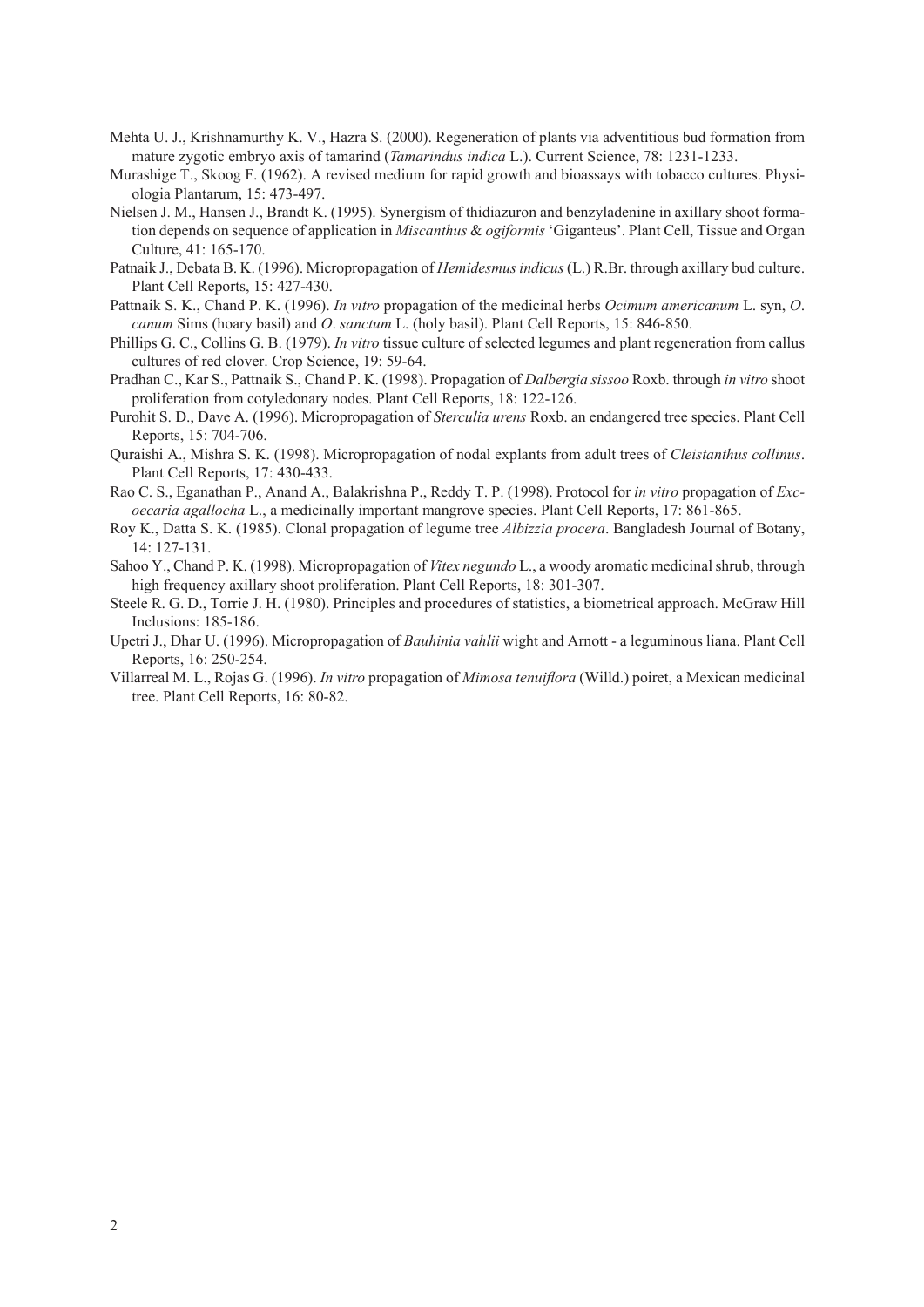Mehta U. J., Krishnamurthy K. V., Hazra S. (2000). Regeneration of plants via adventitious bud formation from mature zygotic embryo axis of tamarind (*Tamarindus indica* L.). Current Science, 78: 1231-1233.

Murashige T., Skoog F. (1962). A revised medium for rapid growth and bioassays with tobacco cultures. Physiologia Plantarum, 15: 473-497.

Nielsen J. M., Hansen J., Brandt K. (1995). Synergism of thidiazuron and benzyladenine in axillary shoot formation depends on sequence of application in *Miscanthus* & *ogiformis* 'Giganteus'. Plant Cell, Tissue and Organ Culture, 41: 165-170.

Patnaik J., Debata B. K. (1996). Micropropagation of *Hemidesmus indicus* (L.) R.Br. through axillary bud culture. Plant Cell Reports, 15: 427-430.

Pattnaik S. K., Chand P. K. (1996). *In vitro* propagation of the medicinal herbs *Ocimum americanum* L. syn, *O. canum* Sims (hoary basil) and *O. sanctum* L. (holy basil). Plant Cell Reports, 15: 846-850.

Phillips G. C., Collins G. B. (1979). *In vitro* tissue culture of selected legumes and plant regeneration from callus cultures of red clover. Crop Science, 19: 59-64.

Pradhan C., Kar S., Pattnaik S., Chand P. K. (1998). Propagation of *Dalbergia sissoo* Roxb. through *in vitro* shoot proliferation from cotyledonary nodes. Plant Cell Reports, 18: 122-126.

Purohit S. D., Dave A. (1996). Micropropagation of *Sterculia urens* Roxb. an endangered tree species. Plant Cell Reports, 15: 704-706.

Quraishi A., Mishra S. K. (1998). Micropropagation of nodal explants from adult trees of *Cleistanthus collinus*. Plant Cell Reports, 17: 430-433.

Rao C. S., Eganathan P., Anand A., Balakrishna P., Reddy T. P. (1998). Protocol for *in vitro* propagation of *Excoecaria agallocha* L., a medicinally important mangrove species. Plant Cell Reports, 17: 861-865.

Roy K., Datta S. K. (1985). Clonal propagation of legume tree *Albizzia procera*. Bangladesh Journal of Botany, 14: 127-131.

Sahoo Y., Chand P. K. (1998). Micropropagation of *Vitex negundo* L., a woody aromatic medicinal shrub, through high frequency axillary shoot proliferation. Plant Cell Reports, 18: 301-307.

Steele R. G. D., Torrie J. H. (1980). Principles and procedures of statistics, a biometrical approach. McGraw Hill Inclusions: 185-186.

Upetri J., Dhar U. (1996). Micropropagation of *Bauhinia vahlii* wight and Arnott - a leguminous liana. Plant Cell Reports, 16: 250-254.

Villarreal M. L., Rojas G. (1996). *In vitro* propagation of *Mimosa tenuiflora* (Willd.) poiret, a Mexican medicinal tree. Plant Cell Reports, 16: 80-82.